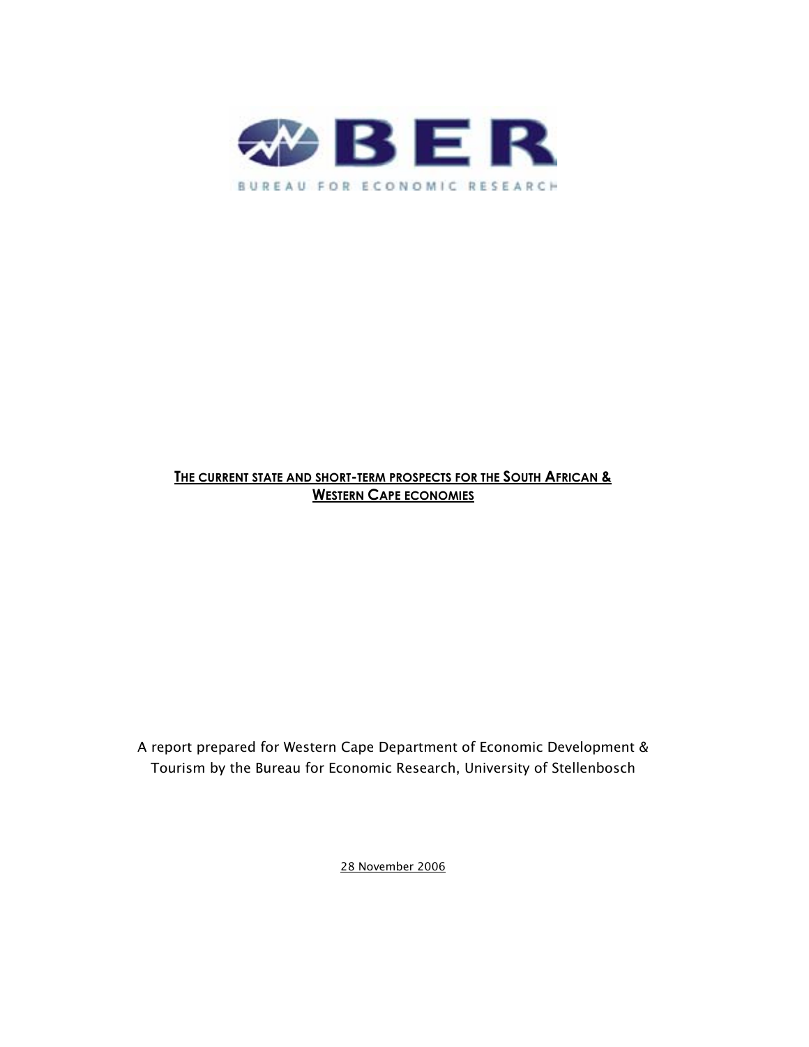BER

BUREAU FOR ECONOMIC RESEARCH

# THE CURRENT STATE AND SHORT-TERM PROSPECTS FOR THE SOUTH AFRICAN & WESTERN CAPE ECONOMIES

A report prepared for Western Cape Department of Economic Development & Tourism by the Bureau for Economic Research, University of Stellenbosch

28 November 2006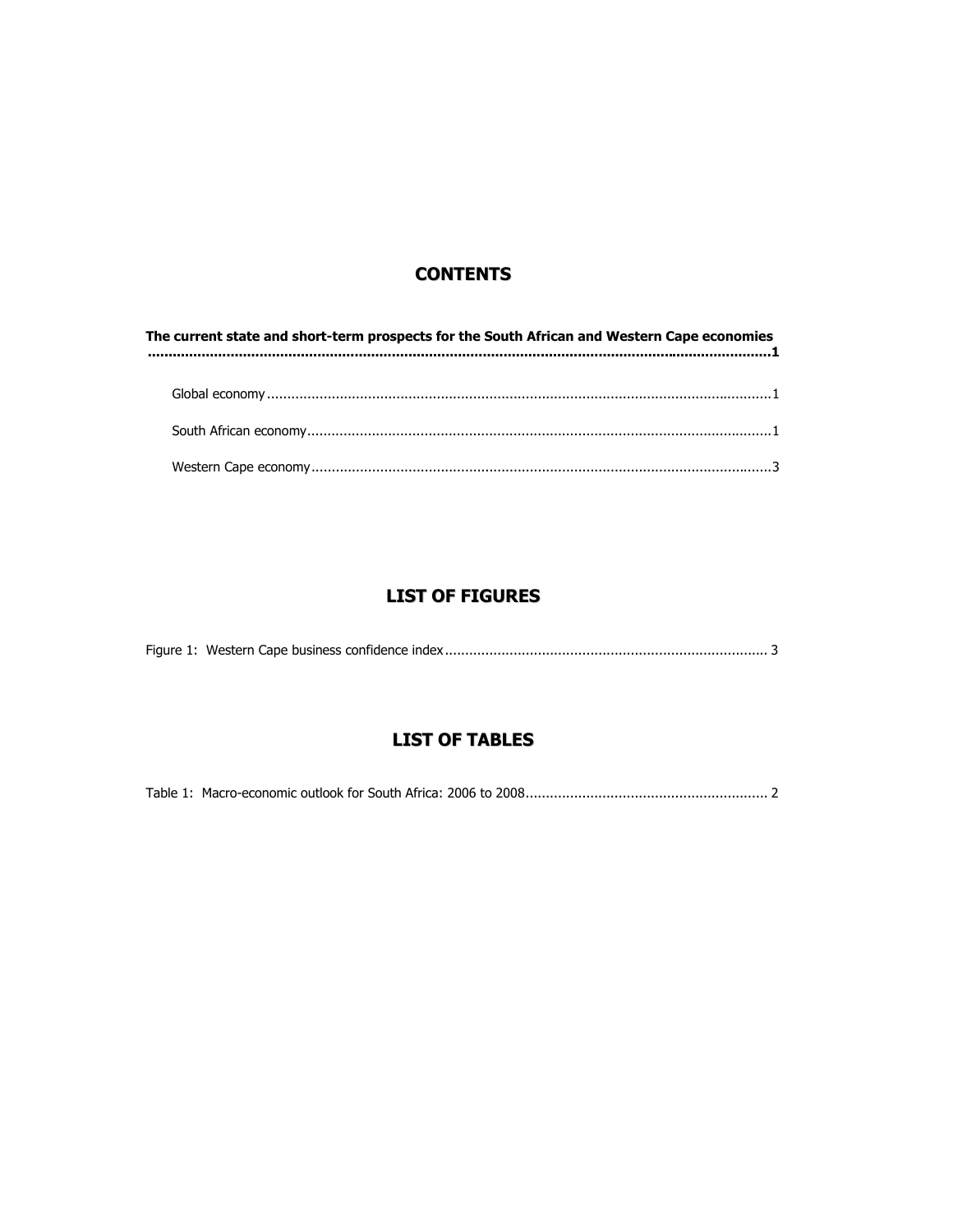## CONTENTS

**The current state and short-term prospects for the South African and Western Cape economies** ........................................................................................................................................................**1**

- Global economy ........................................................................................................................1
- South African economy ............................................................................................................1
- Western Cape economy ...........................................................................................................3

## LIST OF FIGURES

Figure 1: Western Cape business confidence index ........................................................................ 3

## LIST OF TABLES

Table 1: Macro-economic outlook for South Africa: 2006 to 2008 ..................................................... 2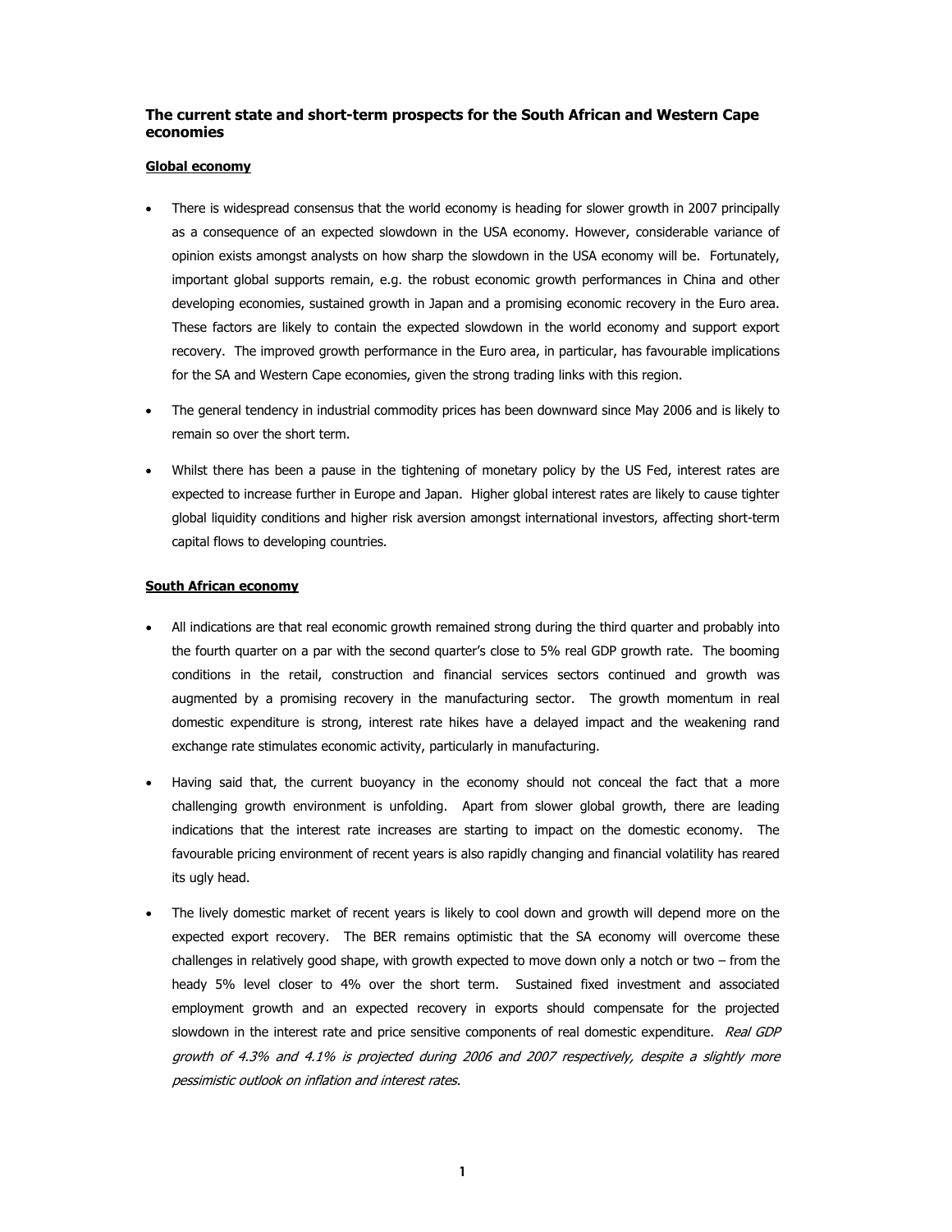## The current state and short-term prospects for the South African and Western Cape economies

### Global economy

- There is widespread consensus that the world economy is heading for slower growth in 2007 principally as a consequence of an expected slowdown in the USA economy. However, considerable variance of opinion exists amongst analysts on how sharp the slowdown in the USA economy will be. Fortunately, important global supports remain, e.g. the robust economic growth performances in China and other developing economies, sustained growth in Japan and a promising economic recovery in the Euro area. These factors are likely to contain the expected slowdown in the world economy and support export recovery. The improved growth performance in the Euro area, in particular, has favourable implications for the SA and Western Cape economies, given the strong trading links with this region.
- The general tendency in industrial commodity prices has been downward since May 2006 and is likely to remain so over the short term.
- Whilst there has been a pause in the tightening of monetary policy by the US Fed, interest rates are expected to increase further in Europe and Japan. Higher global interest rates are likely to cause tighter global liquidity conditions and higher risk aversion amongst international investors, affecting short-term capital flows to developing countries.

### South African economy

- All indications are that real economic growth remained strong during the third quarter and probably into the fourth quarter on a par with the second quarter's close to 5% real GDP growth rate. The booming conditions in the retail, construction and financial services sectors continued and growth was augmented by a promising recovery in the manufacturing sector. The growth momentum in real domestic expenditure is strong, interest rate hikes have a delayed impact and the weakening rand exchange rate stimulates economic activity, particularly in manufacturing.
- Having said that, the current buoyancy in the economy should not conceal the fact that a more challenging growth environment is unfolding. Apart from slower global growth, there are leading indications that the interest rate increases are starting to impact on the domestic economy. The favourable pricing environment of recent years is also rapidly changing and financial volatility has reared its ugly head.
- The lively domestic market of recent years is likely to cool down and growth will depend more on the expected export recovery. The BER remains optimistic that the SA economy will overcome these challenges in relatively good shape, with growth expected to move down only a notch or two – from the heady 5% level closer to 4% over the short term. Sustained fixed investment and associated employment growth and an expected recovery in exports should compensate for the projected slowdown in the interest rate and price sensitive components of real domestic expenditure. *Real GDP growth of 4.3% and 4.1% is projected during 2006 and 2007 respectively, despite a slightly more pessimistic outlook on inflation and interest rates.*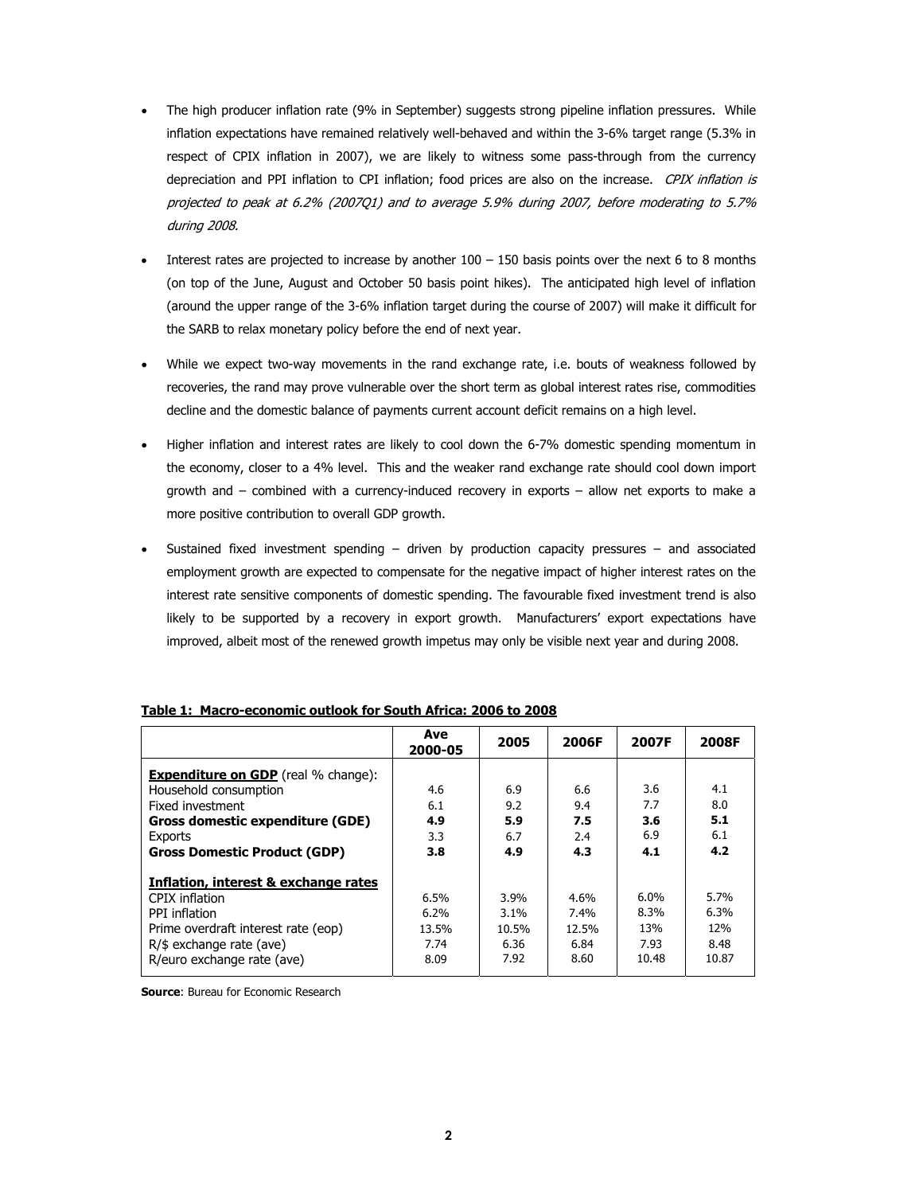- The high producer inflation rate (9% in September) suggests strong pipeline inflation pressures. While inflation expectations have remained relatively well-behaved and within the 3-6% target range (5.3% in respect of CPIX inflation in 2007), we are likely to witness some pass-through from the currency depreciation and PPI inflation to CPI inflation; food prices are also on the increase. *CPIX inflation is projected to peak at 6.2% (2007Q1) and to average 5.9% during 2007, before moderating to 5.7% during 2008.*

- Interest rates are projected to increase by another 100 – 150 basis points over the next 6 to 8 months (on top of the June, August and October 50 basis point hikes). The anticipated high level of inflation (around the upper range of the 3-6% inflation target during the course of 2007) will make it difficult for the SARB to relax monetary policy before the end of next year.

- While we expect two-way movements in the rand exchange rate, i.e. bouts of weakness followed by recoveries, the rand may prove vulnerable over the short term as global interest rates rise, commodities decline and the domestic balance of payments current account deficit remains on a high level.

- Higher inflation and interest rates are likely to cool down the 6-7% domestic spending momentum in the economy, closer to a 4% level. This and the weaker rand exchange rate should cool down import growth and – combined with a currency-induced recovery in exports – allow net exports to make a more positive contribution to overall GDP growth.

- Sustained fixed investment spending – driven by production capacity pressures – and associated employment growth are expected to compensate for the negative impact of higher interest rates on the interest rate sensitive components of domestic spending. The favourable fixed investment trend is also likely to be supported by a recovery in export growth. Manufacturers' export expectations have improved, albeit most of the renewed growth impetus may only be visible next year and during 2008.

**Table 1: Macro-economic outlook for South Africa: 2006 to 2008**

| | Ave 2000-05 | 2005 | 2006F | 2007F | 2008F |
|---|---|---|---|---|---|
| **Expenditure on GDP** (real % change): | | | | | |
| Household consumption | 4.6 | 6.9 | 6.6 | 3.6 | 4.1 |
| Fixed investment | 6.1 | 9.2 | 9.4 | 7.7 | 8.0 |
| **Gross domestic expenditure (GDE)** | **4.9** | **5.9** | **7.5** | **3.6** | **5.1** |
| Exports | 3.3 | 6.7 | 2.4 | 6.9 | 6.1 |
| **Gross Domestic Product (GDP)** | **3.8** | **4.9** | **4.3** | **4.1** | **4.2** |
| **Inflation, interest & exchange rates** | | | | | |
| CPIX inflation | 6.5% | 3.9% | 4.6% | 6.0% | 5.7% |
| PPI inflation | 6.2% | 3.1% | 7.4% | 8.3% | 6.3% |
| Prime overdraft interest rate (eop) | 13.5% | 10.5% | 12.5% | 13% | 12% |
| R/$ exchange rate (ave) | 7.74 | 6.36 | 6.84 | 7.93 | 8.48 |
| R/euro exchange rate (ave) | 8.09 | 7.92 | 8.60 | 10.48 | 10.87 |

**Source**: Bureau for Economic Research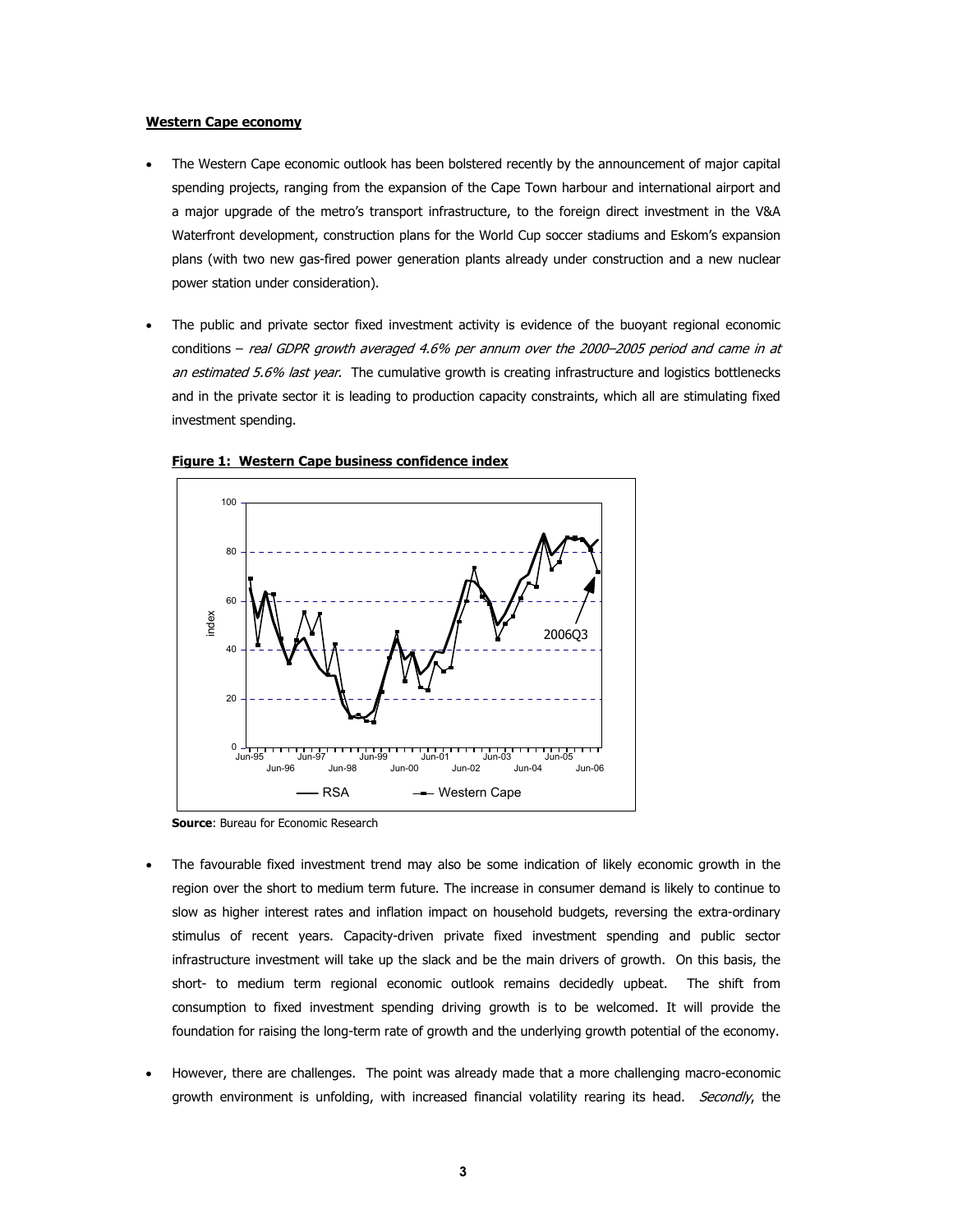**Western Cape economy**

- The Western Cape economic outlook has been bolstered recently by the announcement of major capital spending projects, ranging from the expansion of the Cape Town harbour and international airport and a major upgrade of the metro's transport infrastructure, to the foreign direct investment in the V&A Waterfront development, construction plans for the World Cup soccer stadiums and Eskom's expansion plans (with two new gas-fired power generation plants already under construction and a new nuclear power station under consideration).

- The public and private sector fixed investment activity is evidence of the buoyant regional economic conditions – *real GDPR growth averaged 4.6% per annum over the 2000–2005 period and came in at an estimated 5.6% last year*. The cumulative growth is creating infrastructure and logistics bottlenecks and in the private sector it is leading to production capacity constraints, which all are stimulating fixed investment spending.

**Figure 1: Western Cape business confidence index**

**Source**: Bureau for Economic Research

- The favourable fixed investment trend may also be some indication of likely economic growth in the region over the short to medium term future. The increase in consumer demand is likely to continue to slow as higher interest rates and inflation impact on household budgets, reversing the extra-ordinary stimulus of recent years. Capacity-driven private fixed investment spending and public sector infrastructure investment will take up the slack and be the main drivers of growth. On this basis, the short- to medium term regional economic outlook remains decidedly upbeat. The shift from consumption to fixed investment spending driving growth is to be welcomed. It will provide the foundation for raising the long-term rate of growth and the underlying growth potential of the economy.

- However, there are challenges. The point was already made that a more challenging macro-economic growth environment is unfolding, with increased financial volatility rearing its head. *Secondly*, the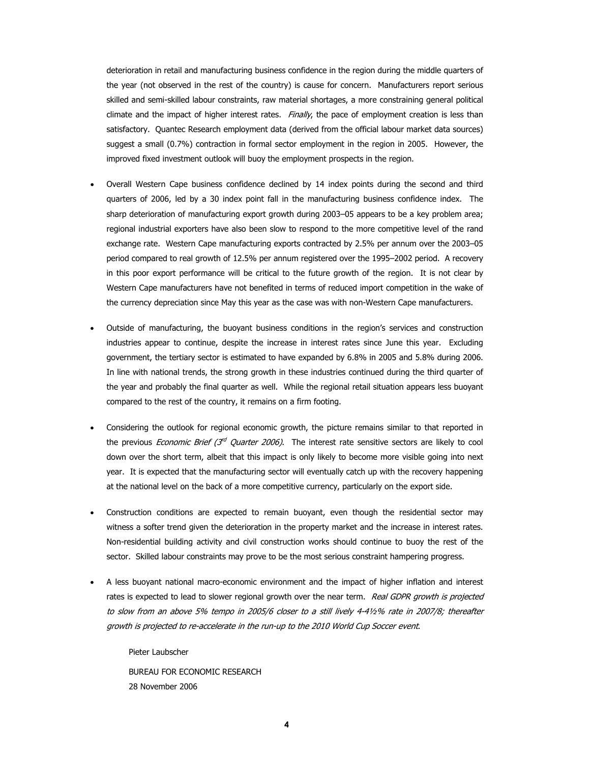deterioration in retail and manufacturing business confidence in the region during the middle quarters of the year (not observed in the rest of the country) is cause for concern. Manufacturers report serious skilled and semi-skilled labour constraints, raw material shortages, a more constraining general political climate and the impact of higher interest rates. *Finally*, the pace of employment creation is less than satisfactory. Quantec Research employment data (derived from the official labour market data sources) suggest a small (0.7%) contraction in formal sector employment in the region in 2005. However, the improved fixed investment outlook will buoy the employment prospects in the region.

- Overall Western Cape business confidence declined by 14 index points during the second and third quarters of 2006, led by a 30 index point fall in the manufacturing business confidence index. The sharp deterioration of manufacturing export growth during 2003–05 appears to be a key problem area; regional industrial exporters have also been slow to respond to the more competitive level of the rand exchange rate. Western Cape manufacturing exports contracted by 2.5% per annum over the 2003–05 period compared to real growth of 12.5% per annum registered over the 1995–2002 period. A recovery in this poor export performance will be critical to the future growth of the region. It is not clear by Western Cape manufacturers have not benefited in terms of reduced import competition in the wake of the currency depreciation since May this year as the case was with non-Western Cape manufacturers.

- Outside of manufacturing, the buoyant business conditions in the region's services and construction industries appear to continue, despite the increase in interest rates since June this year. Excluding government, the tertiary sector is estimated to have expanded by 6.8% in 2005 and 5.8% during 2006. In line with national trends, the strong growth in these industries continued during the third quarter of the year and probably the final quarter as well. While the regional retail situation appears less buoyant compared to the rest of the country, it remains on a firm footing.

- Considering the outlook for regional economic growth, the picture remains similar to that reported in the previous *Economic Brief (3rd Quarter 2006)*. The interest rate sensitive sectors are likely to cool down over the short term, albeit that this impact is only likely to become more visible going into next year. It is expected that the manufacturing sector will eventually catch up with the recovery happening at the national level on the back of a more competitive currency, particularly on the export side.

- Construction conditions are expected to remain buoyant, even though the residential sector may witness a softer trend given the deterioration in the property market and the increase in interest rates. Non-residential building activity and civil construction works should continue to buoy the rest of the sector. Skilled labour constraints may prove to be the most serious constraint hampering progress.

- A less buoyant national macro-economic environment and the impact of higher inflation and interest rates is expected to lead to slower regional growth over the near term. *Real GDPR growth is projected to slow from an above 5% tempo in 2005/6 closer to a still lively 4-4½% rate in 2007/8; thereafter growth is projected to re-accelerate in the run-up to the 2010 World Cup Soccer event.*

Pieter Laubscher

BUREAU FOR ECONOMIC RESEARCH

28 November 2006